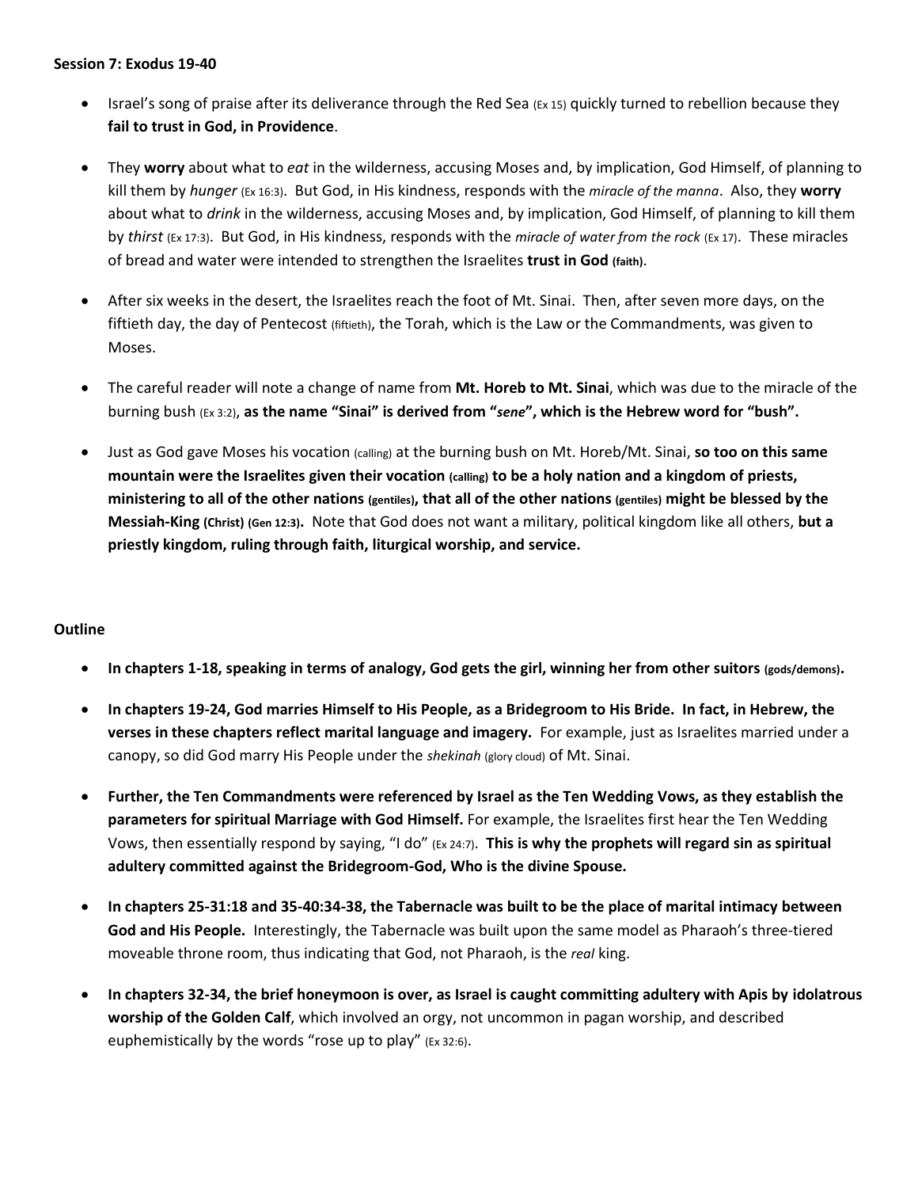**Session 7: Exodus 19-40**

- Israel's song of praise after its deliverance through the Red Sea (Ex 15) quickly turned to rebellion because they **fail to trust in God, in Providence**.

- They **worry** about what to *eat* in the wilderness, accusing Moses and, by implication, God Himself, of planning to kill them by *hunger* (Ex 16:3). But God, in His kindness, responds with the *miracle of the manna*. Also, they **worry** about what to *drink* in the wilderness, accusing Moses and, by implication, God Himself, of planning to kill them by *thirst* (Ex 17:3). But God, in His kindness, responds with the *miracle of water from the rock* (Ex 17). These miracles of bread and water were intended to strengthen the Israelites **trust in God (faith)**.

- After six weeks in the desert, the Israelites reach the foot of Mt. Sinai. Then, after seven more days, on the fiftieth day, the day of Pentecost (fiftieth), the Torah, which is the Law or the Commandments, was given to Moses.

- The careful reader will note a change of name from **Mt. Horeb to Mt. Sinai**, which was due to the miracle of the burning bush (Ex 3:2), **as the name "Sinai" is derived from "*sene*", which is the Hebrew word for "bush".**

- Just as God gave Moses his vocation (calling) at the burning bush on Mt. Horeb/Mt. Sinai, **so too on this same mountain were the Israelites given their vocation (calling) to be a holy nation and a kingdom of priests, ministering to all of the other nations (gentiles), that all of the other nations (gentiles) might be blessed by the Messiah-King (Christ) (Gen 12:3).** Note that God does not want a military, political kingdom like all others, **but a priestly kingdom, ruling through faith, liturgical worship, and service.**

**Outline**

- **In chapters 1-18, speaking in terms of analogy, God gets the girl, winning her from other suitors (gods/demons).**

- **In chapters 19-24, God marries Himself to His People, as a Bridegroom to His Bride. In fact, in Hebrew, the verses in these chapters reflect marital language and imagery.** For example, just as Israelites married under a canopy, so did God marry His People under the *shekinah* (glory cloud) of Mt. Sinai.

- **Further, the Ten Commandments were referenced by Israel as the Ten Wedding Vows, as they establish the parameters for spiritual Marriage with God Himself.** For example, the Israelites first hear the Ten Wedding Vows, then essentially respond by saying, "I do" (Ex 24:7). **This is why the prophets will regard sin as spiritual adultery committed against the Bridegroom-God, Who is the divine Spouse.**

- **In chapters 25-31:18 and 35-40:34-38, the Tabernacle was built to be the place of marital intimacy between God and His People.** Interestingly, the Tabernacle was built upon the same model as Pharaoh's three-tiered moveable throne room, thus indicating that God, not Pharaoh, is the *real* king.

- **In chapters 32-34, the brief honeymoon is over, as Israel is caught committing adultery with Apis by idolatrous worship of the Golden Calf**, which involved an orgy, not uncommon in pagan worship, and described euphemistically by the words "rose up to play" (Ex 32:6).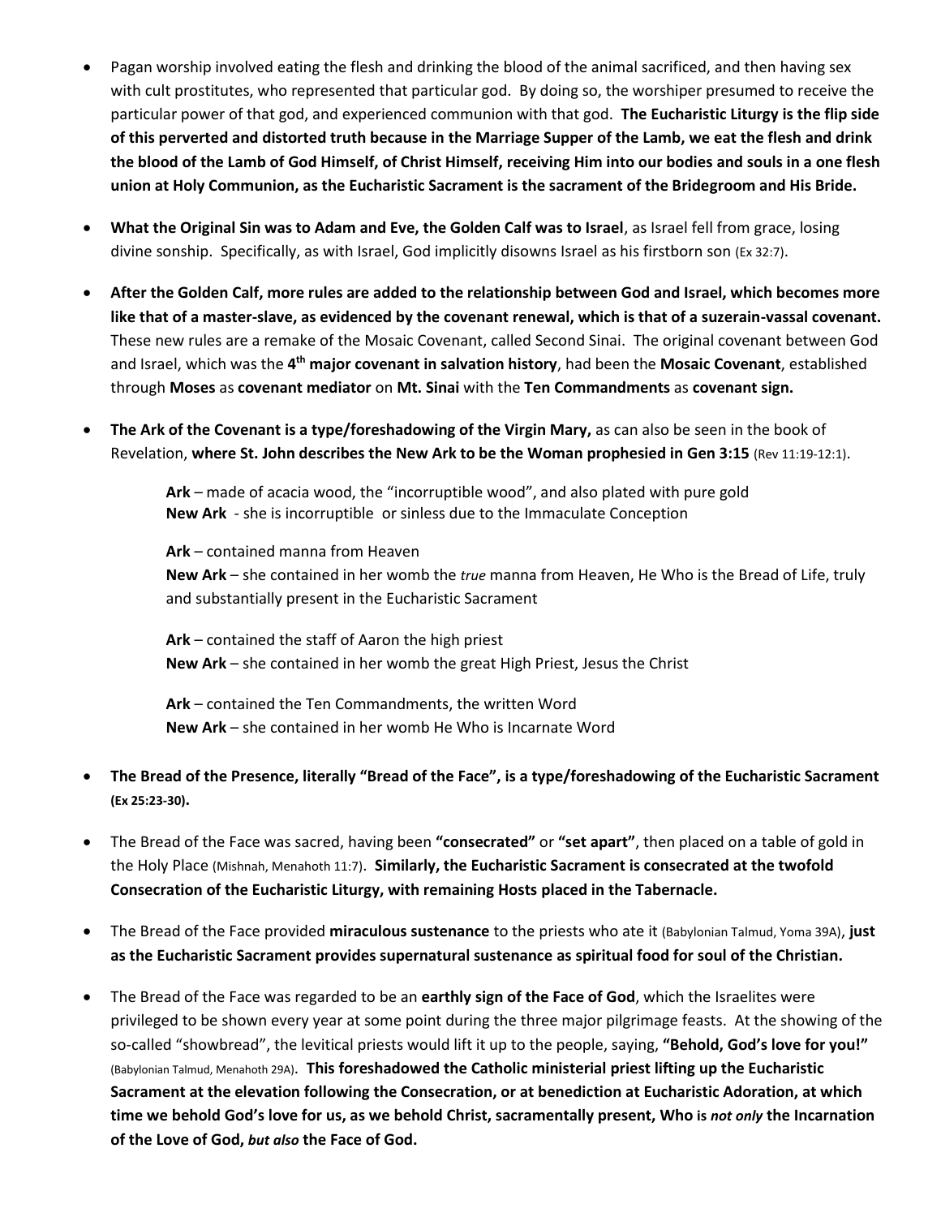- Pagan worship involved eating the flesh and drinking the blood of the animal sacrificed, and then having sex with cult prostitutes, who represented that particular god. By doing so, the worshiper presumed to receive the particular power of that god, and experienced communion with that god. **The Eucharistic Liturgy is the flip side of this perverted and distorted truth because in the Marriage Supper of the Lamb, we eat the flesh and drink the blood of the Lamb of God Himself, of Christ Himself, receiving Him into our bodies and souls in a one flesh union at Holy Communion, as the Eucharistic Sacrament is the sacrament of the Bridegroom and His Bride.**

- **What the Original Sin was to Adam and Eve, the Golden Calf was to Israel**, as Israel fell from grace, losing divine sonship. Specifically, as with Israel, God implicitly disowns Israel as his firstborn son (Ex 32:7).

- **After the Golden Calf, more rules are added to the relationship between God and Israel, which becomes more like that of a master-slave, as evidenced by the covenant renewal, which is that of a suzerain-vassal covenant.** These new rules are a remake of the Mosaic Covenant, called Second Sinai. The original covenant between God and Israel, which was the **4th major covenant in salvation history**, had been the **Mosaic Covenant**, established through **Moses** as **covenant mediator** on **Mt. Sinai** with the **Ten Commandments** as **covenant sign.**

- **The Ark of the Covenant is a type/foreshadowing of the Virgin Mary,** as can also be seen in the book of Revelation, **where St. John describes the New Ark to be the Woman prophesied in Gen 3:15** (Rev 11:19-12:1).

  **Ark** – made of acacia wood, the "incorruptible wood", and also plated with pure gold
  **New Ark** - she is incorruptible or sinless due to the Immaculate Conception

  **Ark** – contained manna from Heaven
  **New Ark** – she contained in her womb the *true* manna from Heaven, He Who is the Bread of Life, truly and substantially present in the Eucharistic Sacrament

  **Ark** – contained the staff of Aaron the high priest
  **New Ark** – she contained in her womb the great High Priest, Jesus the Christ

  **Ark** – contained the Ten Commandments, the written Word
  **New Ark** – she contained in her womb He Who is Incarnate Word

- **The Bread of the Presence, literally "Bread of the Face", is a type/foreshadowing of the Eucharistic Sacrament (Ex 25:23-30).**

- The Bread of the Face was sacred, having been **"consecrated"** or **"set apart"**, then placed on a table of gold in the Holy Place (Mishnah, Menahoth 11:7). **Similarly, the Eucharistic Sacrament is consecrated at the twofold Consecration of the Eucharistic Liturgy, with remaining Hosts placed in the Tabernacle.**

- The Bread of the Face provided **miraculous sustenance** to the priests who ate it (Babylonian Talmud, Yoma 39A), **just as the Eucharistic Sacrament provides supernatural sustenance as spiritual food for soul of the Christian.**

- The Bread of the Face was regarded to be an **earthly sign of the Face of God**, which the Israelites were privileged to be shown every year at some point during the three major pilgrimage feasts. At the showing of the so-called "showbread", the levitical priests would lift it up to the people, saying, **"Behold, God's love for you!"** (Babylonian Talmud, Menahoth 29A). **This foreshadowed the Catholic ministerial priest lifting up the Eucharistic Sacrament at the elevation following the Consecration, or at benediction at Eucharistic Adoration, at which time we behold God's love for us, as we behold Christ, sacramentally present, Who is *not only* the Incarnation of the Love of God, *but also* the Face of God.**